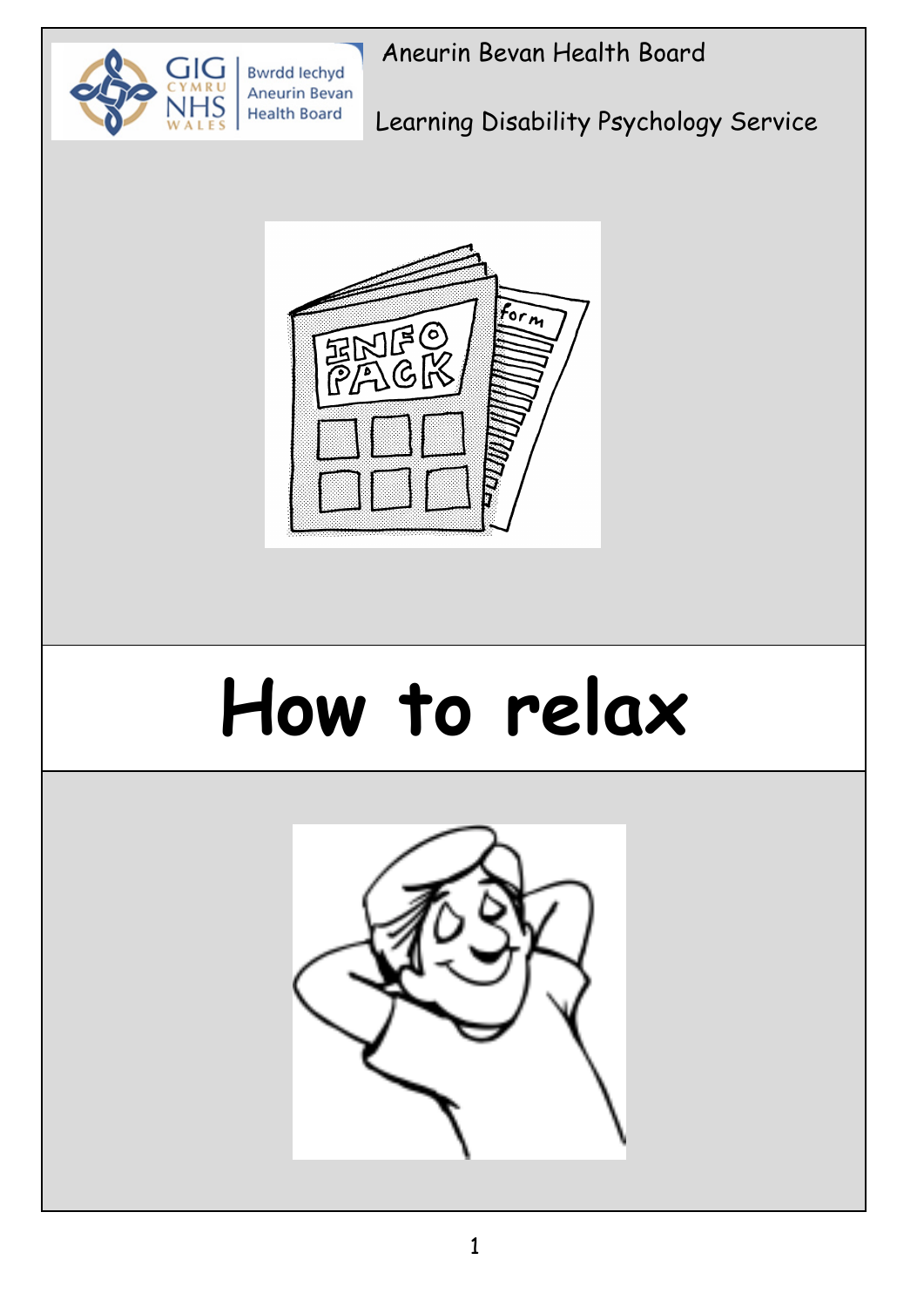Aneurin Bevan Health Board

Learning Disability Psychology Service

# How to relax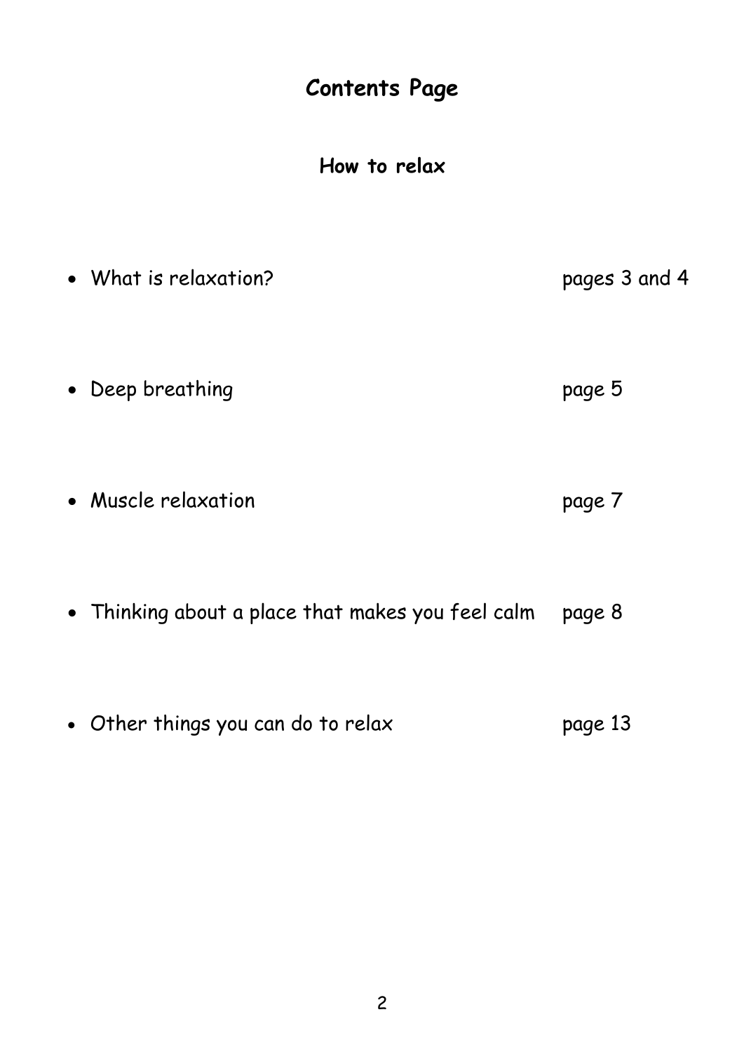# Contents Page

## How to relax

- What is relaxation? pages 3 and 4
- Deep breathing page 5
- Muscle relaxation page 7
- Thinking about a place that makes you feel calm page 8
- Other things you can do to relax page 13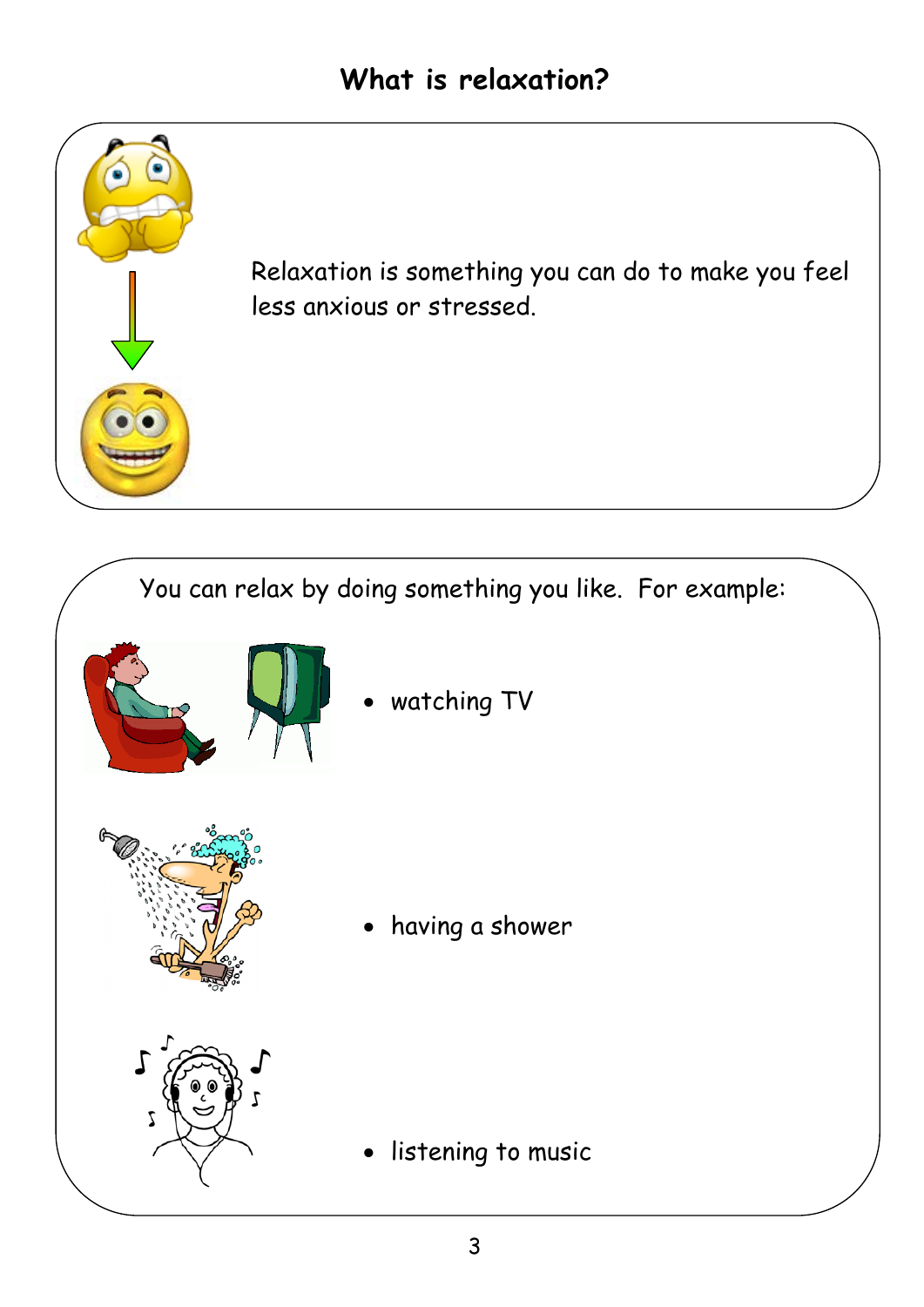# What is relaxation?

Relaxation is something you can do to make you feel less anxious or stressed.

You can relax by doing something you like. For example:

- watching TV
- having a shower
- listening to music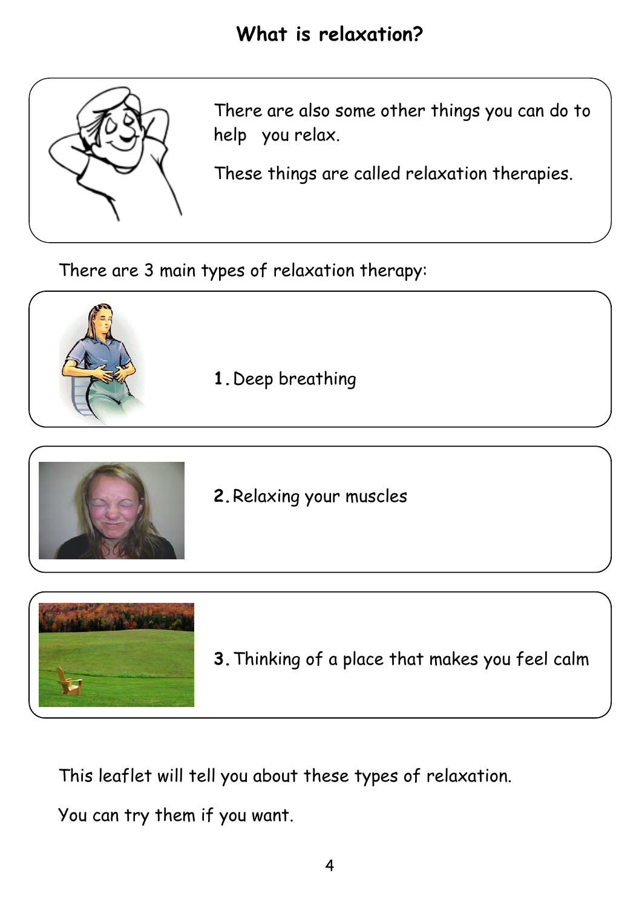# What is relaxation?

There are also some other things you can do to help you relax.

These things are called relaxation therapies.

There are 3 main types of relaxation therapy:

1. Deep breathing

2. Relaxing your muscles

3. Thinking of a place that makes you feel calm

This leaflet will tell you about these types of relaxation.

You can try them if you want.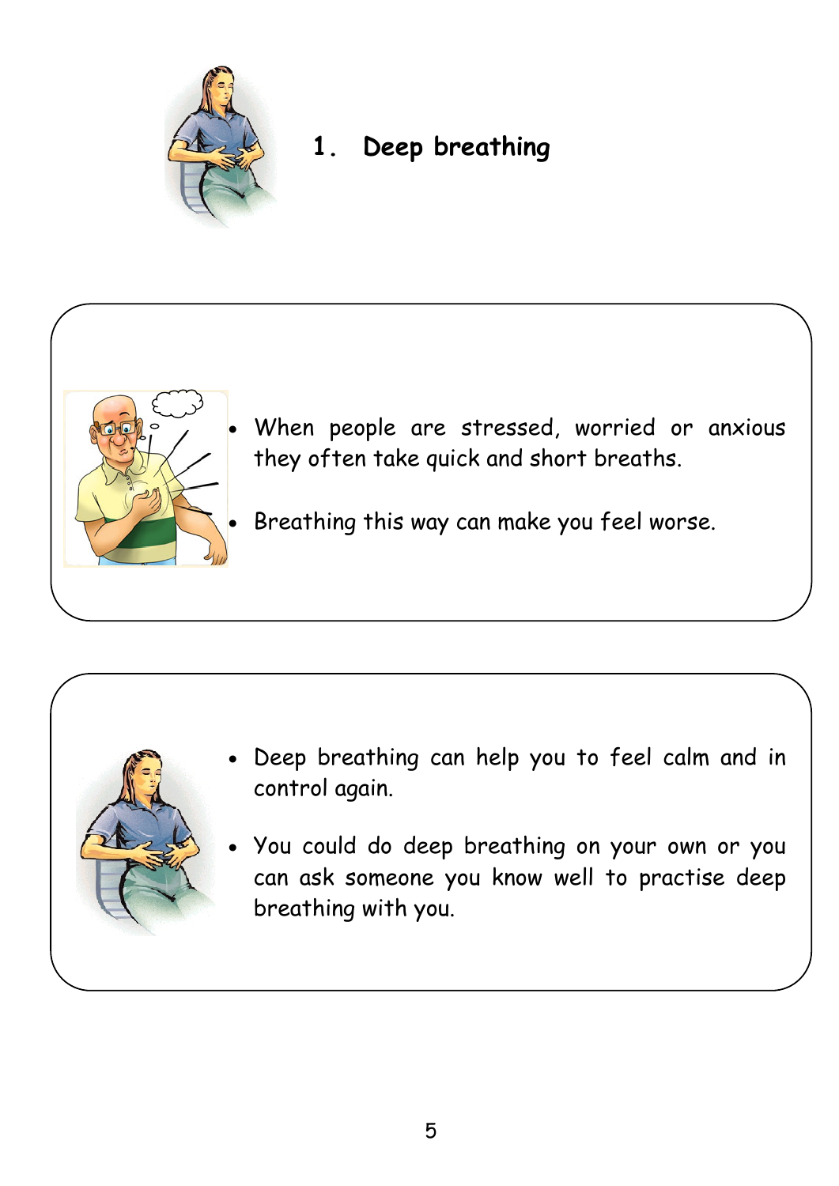## 1. Deep breathing

- When people are stressed, worried or anxious they often take quick and short breaths.
- Breathing this way can make you feel worse.

- Deep breathing can help you to feel calm and in control again.
- You could do deep breathing on your own or you can ask someone you know well to practise deep breathing with you.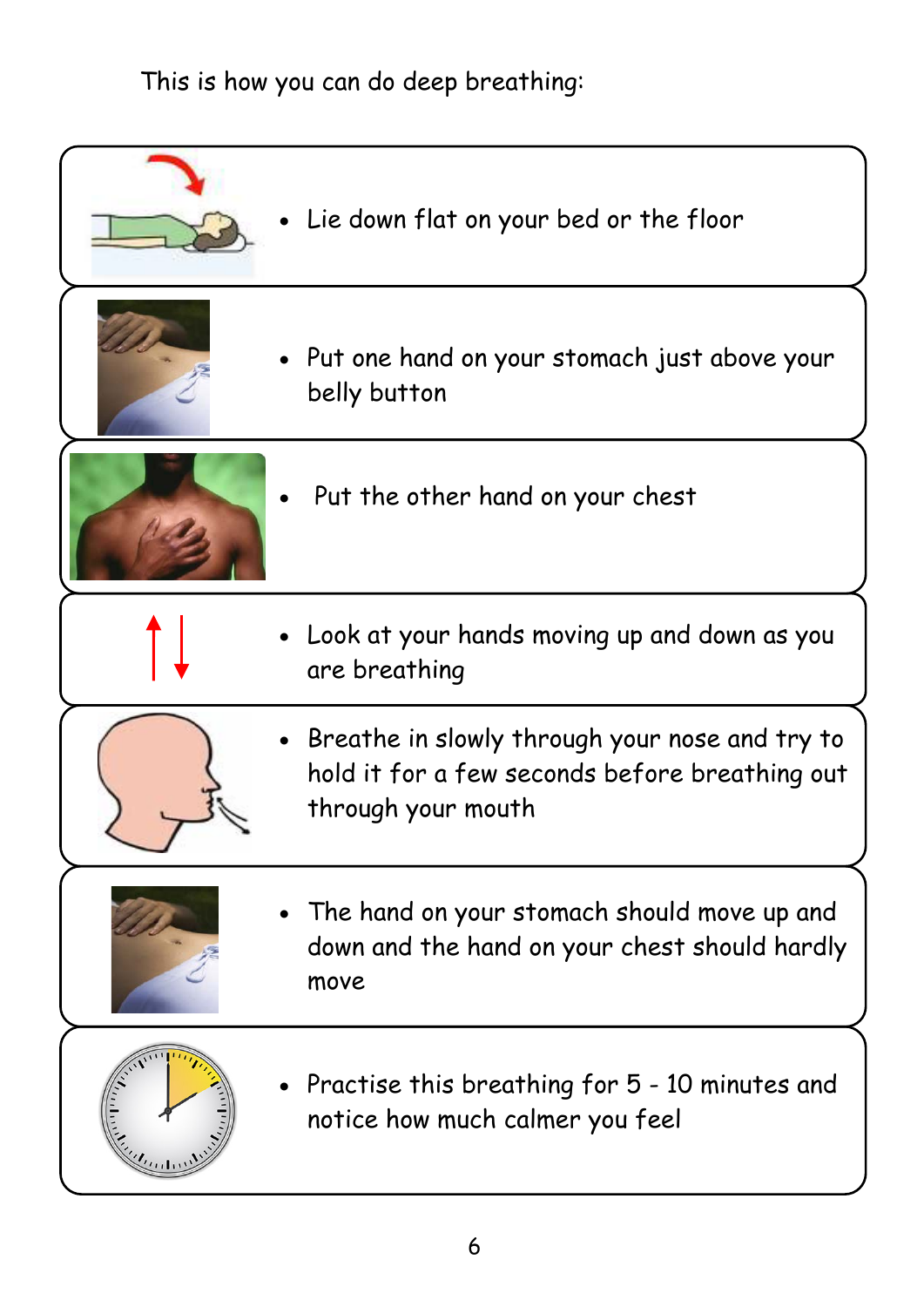This is how you can do deep breathing:

- Lie down flat on your bed or the floor
- Put one hand on your stomach just above your belly button
- Put the other hand on your chest
- Look at your hands moving up and down as you are breathing
- Breathe in slowly through your nose and try to hold it for a few seconds before breathing out through your mouth
- The hand on your stomach should move up and down and the hand on your chest should hardly move
- Practise this breathing for 5 - 10 minutes and notice how much calmer you feel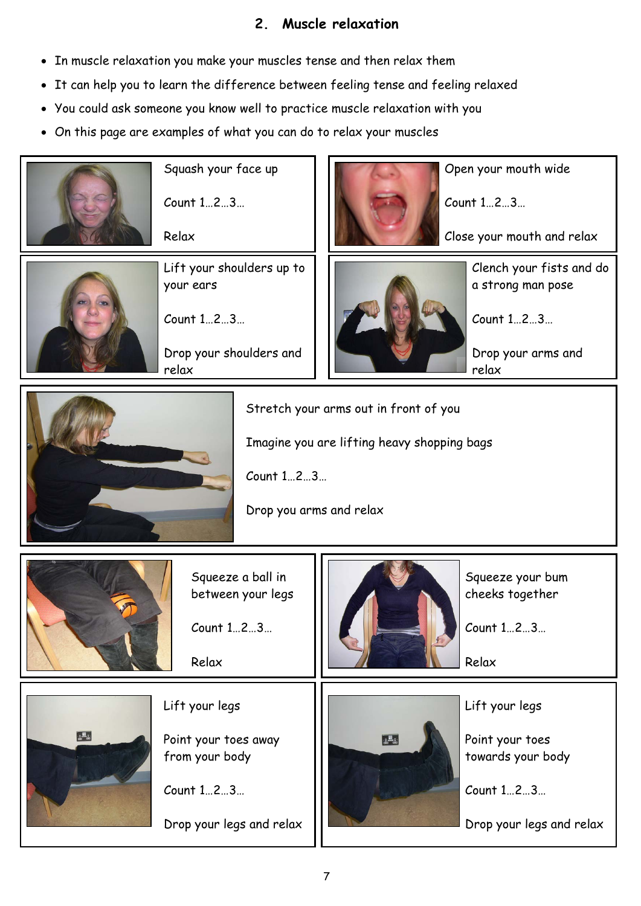## 2. Muscle relaxation

- In muscle relaxation you make your muscles tense and then relax them
- It can help you to learn the difference between feeling tense and feeling relaxed
- You could ask someone you know well to practice muscle relaxation with you
- On this page are examples of what you can do to relax your muscles

Squash your face up

Count 1…2…3…

Relax

Open your mouth wide

Count 1…2…3…

Close your mouth and relax

Lift your shoulders up to your ears

Count 1…2…3…

Drop your shoulders and relax

Clench your fists and do a strong man pose

Count 1…2…3…

Drop your arms and relax

Stretch your arms out in front of you

Imagine you are lifting heavy shopping bags

Count 1…2…3…

Drop you arms and relax

Squeeze a ball in between your legs

Count 1…2…3…

Relax

Squeeze your bum cheeks together

Count 1…2…3…

Relax

Lift your legs

Point your toes away from your body

Count 1…2…3…

Drop your legs and relax

Lift your legs

Point your toes towards your body

Count 1…2…3…

Drop your legs and relax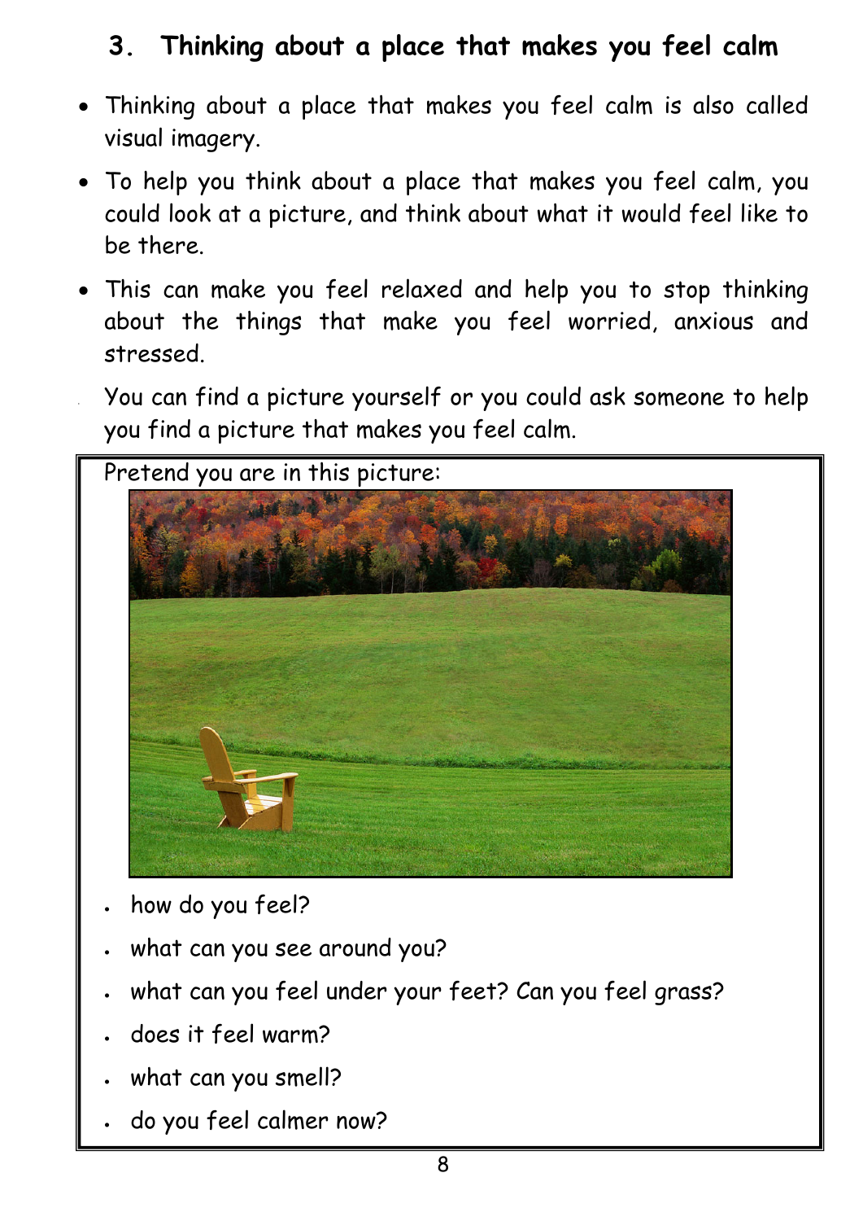## 3. Thinking about a place that makes you feel calm

- Thinking about a place that makes you feel calm is also called visual imagery.
- To help you think about a place that makes you feel calm, you could look at a picture, and think about what it would feel like to be there.
- This can make you feel relaxed and help you to stop thinking about the things that make you feel worried, anxious and stressed.
- You can find a picture yourself or you could ask someone to help you find a picture that makes you feel calm.

Pretend you are in this picture:

- how do you feel?
- what can you see around you?
- what can you feel under your feet? Can you feel grass?
- does it feel warm?
- what can you smell?
- do you feel calmer now?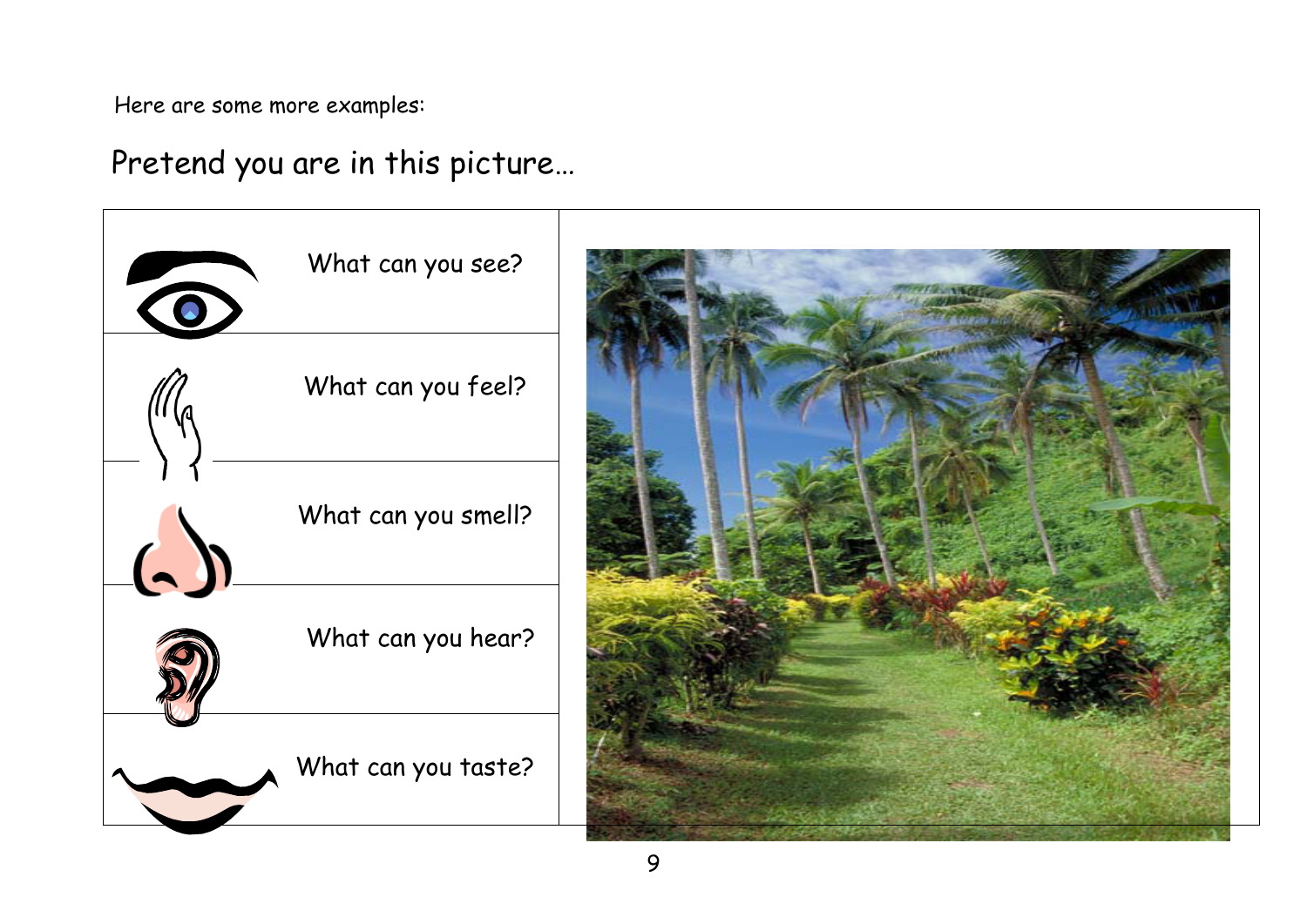Here are some more examples:

## Pretend you are in this picture…

| | |
|---|---|
| What can you see? | |
| What can you feel? | |
| What can you smell? | |
| What can you hear? | |
| What can you taste? | |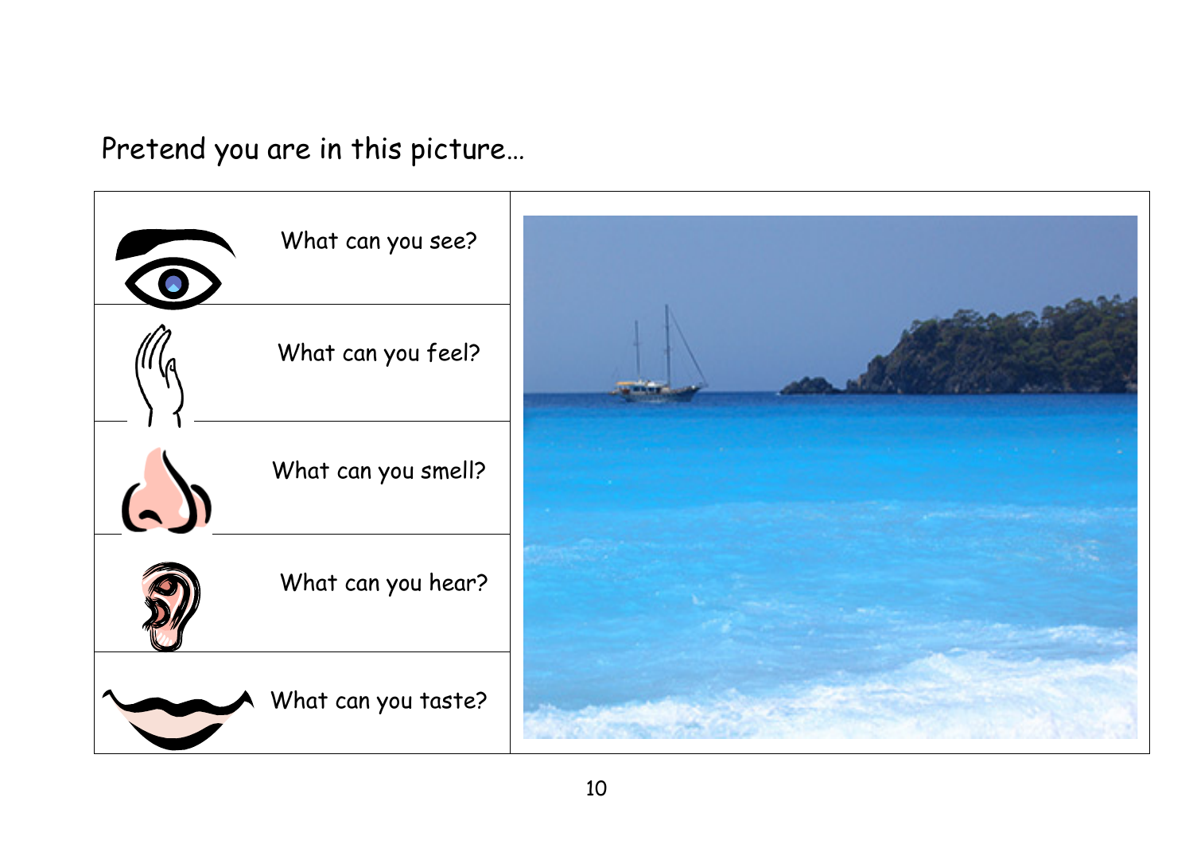Pretend you are in this picture…

| | |
|---|---|
| What can you see? | |
| What can you feel? | |
| What can you smell? | |
| What can you hear? | |
| What can you taste? | |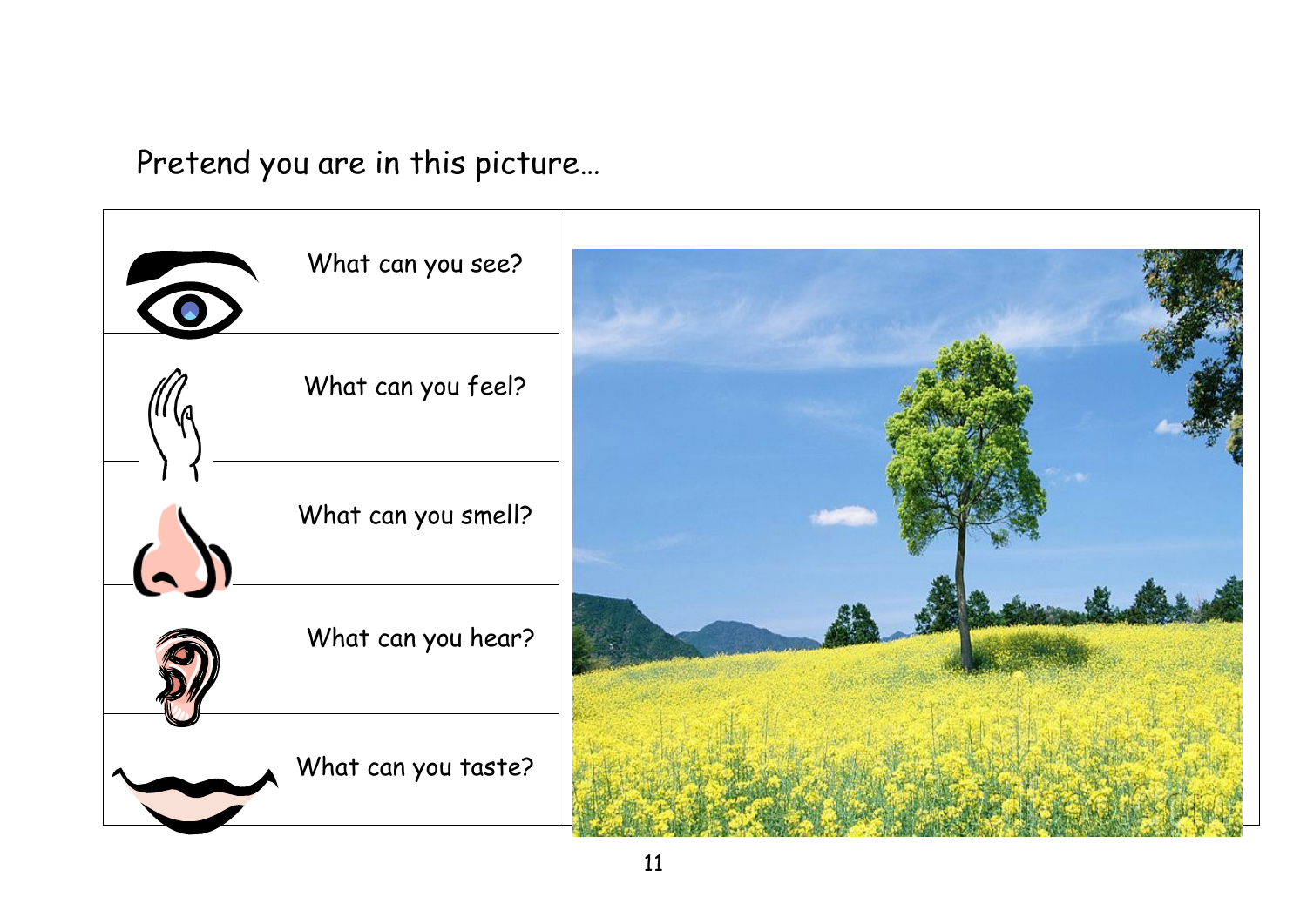Pretend you are in this picture…

| | |
|---|---|
| What can you see? | |
| What can you feel? | |
| What can you smell? | |
| What can you hear? | |
| What can you taste? | |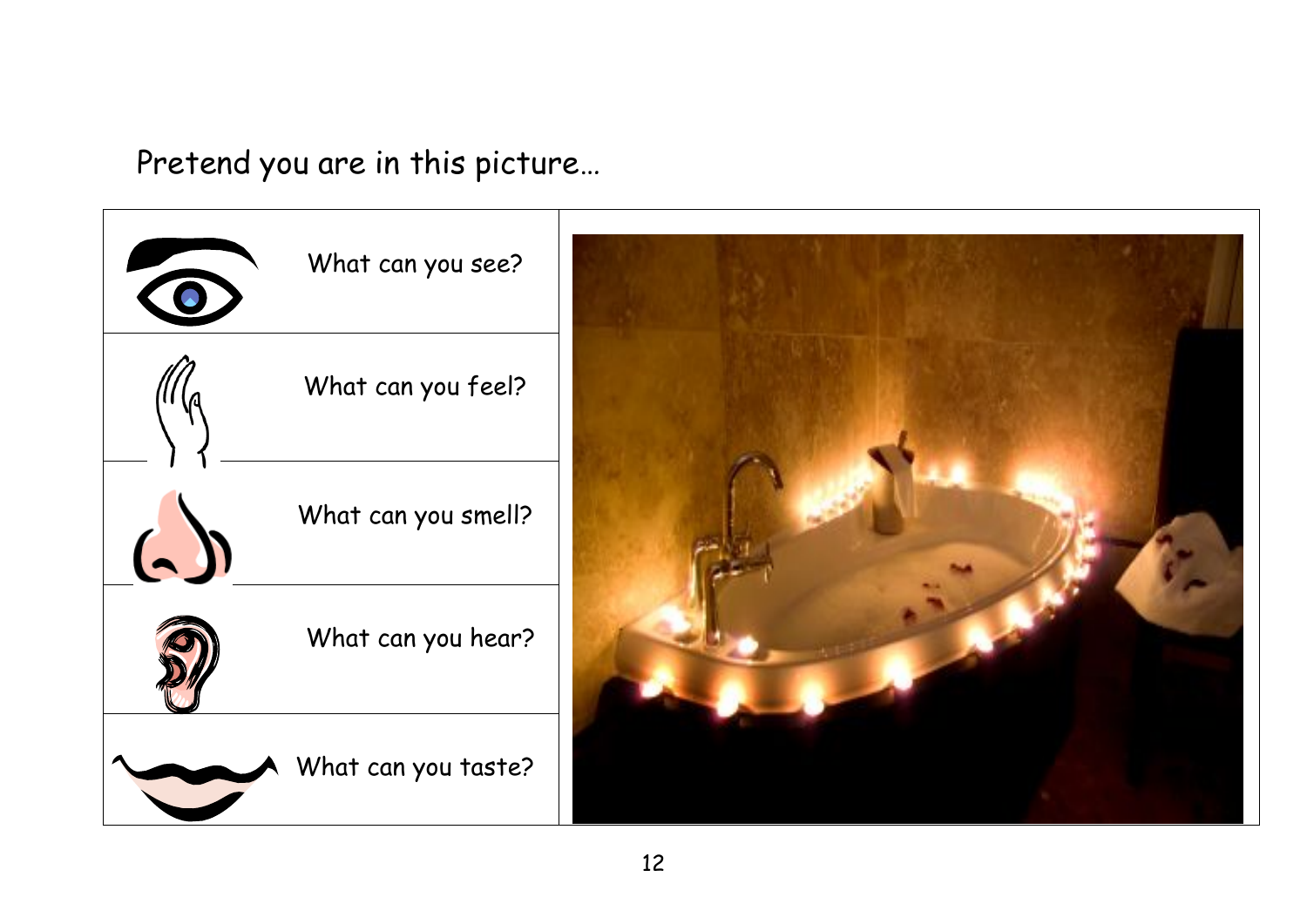Pretend you are in this picture…

| | |
|---|---|
| What can you see? | |
| What can you feel? | |
| What can you smell? | |
| What can you hear? | |
| What can you taste? | |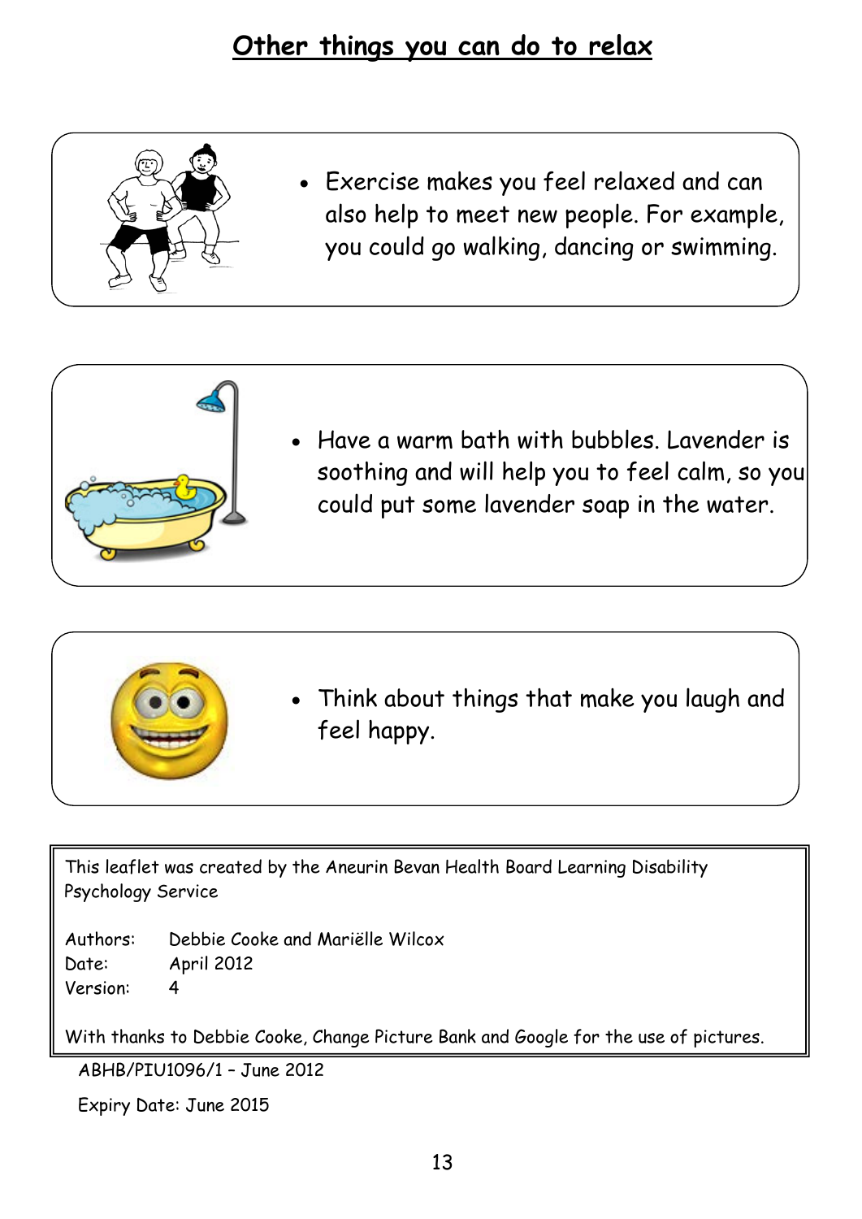# Other things you can do to relax

- Exercise makes you feel relaxed and can also help to meet new people. For example, you could go walking, dancing or swimming.

- Have a warm bath with bubbles. Lavender is soothing and will help you to feel calm, so you could put some lavender soap in the water.

- Think about things that make you laugh and feel happy.

This leaflet was created by the Aneurin Bevan Health Board Learning Disability Psychology Service

Authors: Debbie Cooke and Mariëlle Wilcox
Date: April 2012
Version: 4

With thanks to Debbie Cooke, Change Picture Bank and Google for the use of pictures.

ABHB/PIU1096/1 – June 2012

Expiry Date: June 2015